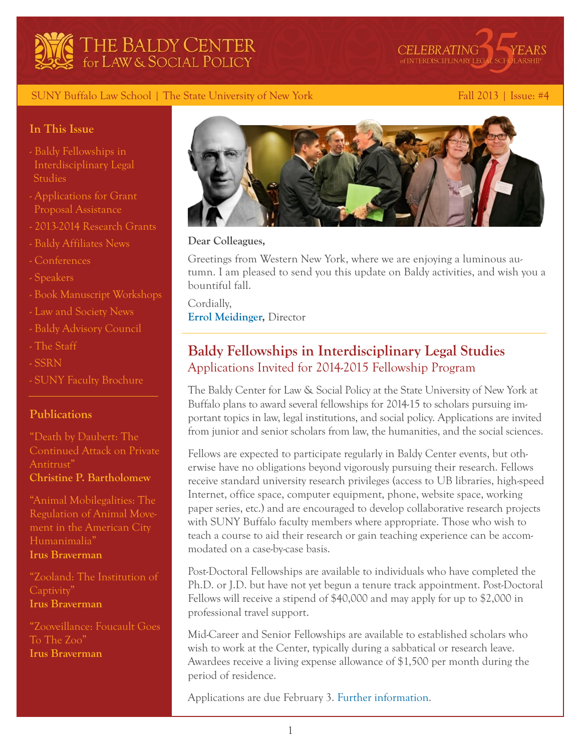# THE BALDY CENTER for LAW & SOCIAL POLICY

CELEBRATING 35 YEARS of INTERDISCIPLINARY LEGAL SCHOLARSHIP

SUNY Buffalo Law School | The State University of New York

Fall 2013 | Issue: #4

## In This Issue

- Baldy Fellowships in Interdisciplinary Legal Studies
- Applications for Grant Proposal Assistance
- 2013-2014 Research Grants
- Baldy Affiliates News
- Conferences
- Speakers
- Book Manuscript Workshops
- Law and Society News
- Baldy Advisory Council
- The Staff
- SSRN
- SUNY Faculty Brochure

## Publications

"Death by Daubert: The Continued Attack on Private Antitrust"
**Christine P. Bartholomew**

"Animal Mobilegalities: The Regulation of Animal Movement in the American City Humanimalia"
**Irus Braverman**

"Zooland: The Institution of Captivity"
**Irus Braverman**

"Zooveillance: Foucault Goes To The Zoo"
**Irus Braverman**

**Dear Colleagues,**

Greetings from Western New York, where we are enjoying a luminous autumn. I am pleased to send you this update on Baldy activities, and wish you a bountiful fall.

Cordially,
**Errol Meidinger,** Director

## Baldy Fellowships in Interdisciplinary Legal Studies

### Applications Invited for 2014-2015 Fellowship Program

The Baldy Center for Law & Social Policy at the State University of New York at Buffalo plans to award several fellowships for 2014-15 to scholars pursuing important topics in law, legal institutions, and social policy. Applications are invited from junior and senior scholars from law, the humanities, and the social sciences.

Fellows are expected to participate regularly in Baldy Center events, but otherwise have no obligations beyond vigorously pursuing their research. Fellows receive standard university research privileges (access to UB libraries, high-speed Internet, office space, computer equipment, phone, website space, working paper series, etc.) and are encouraged to develop collaborative research projects with SUNY Buffalo faculty members where appropriate. Those who wish to teach a course to aid their research or gain teaching experience can be accommodated on a case-by-case basis.

Post-Doctoral Fellowships are available to individuals who have completed the Ph.D. or J.D. but have not yet begun a tenure track appointment. Post-Doctoral Fellows will receive a stipend of $40,000 and may apply for up to $2,000 in professional travel support.

Mid-Career and Senior Fellowships are available to established scholars who wish to work at the Center, typically during a sabbatical or research leave. Awardees receive a living expense allowance of $1,500 per month during the period of residence.

Applications are due February 3. Further information.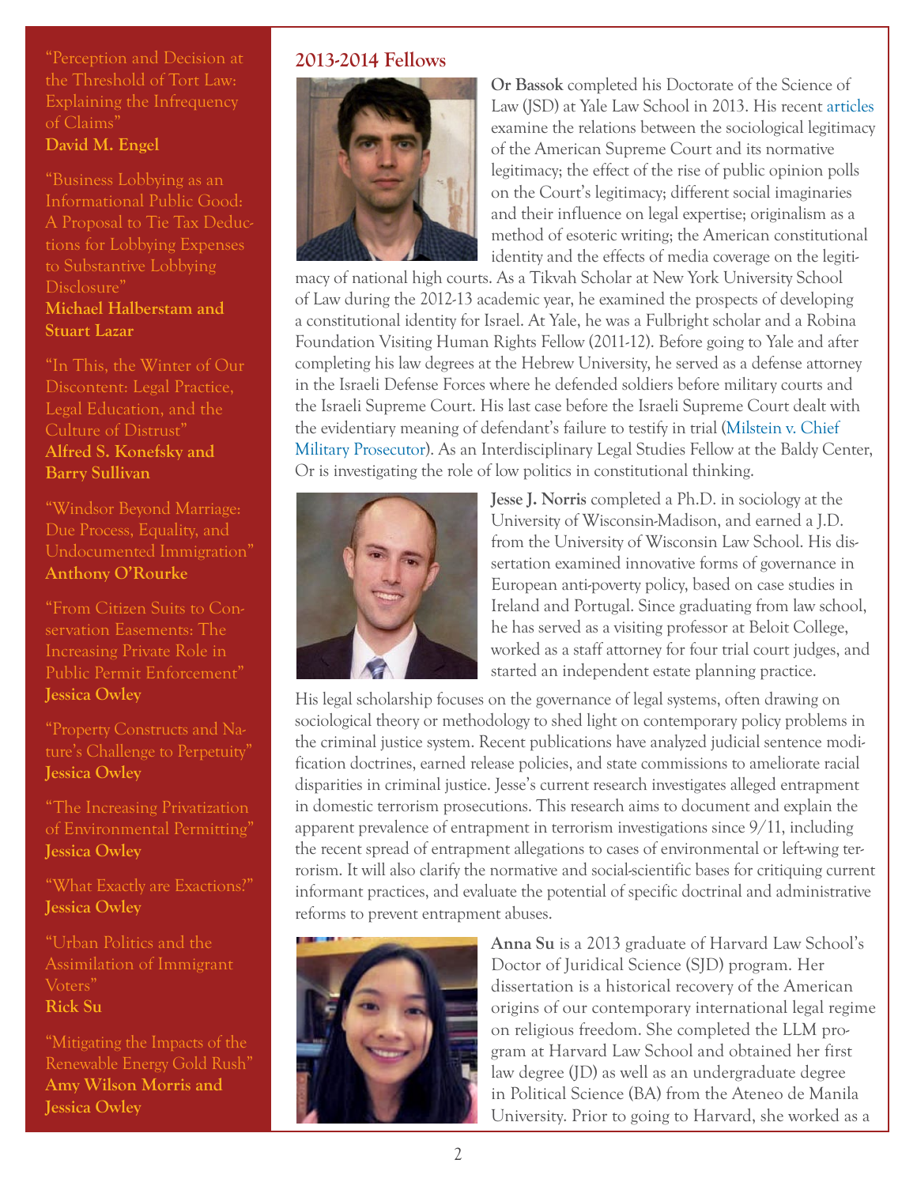"Perception and Decision at the Threshold of Tort Law: Explaining the Infrequency of Claims"
**David M. Engel**

"Business Lobbying as an Informational Public Good: A Proposal to Tie Tax Deductions for Lobbying Expenses to Substantive Lobbying Disclosure"
**Michael Halberstam and Stuart Lazar**

"In This, the Winter of Our Discontent: Legal Practice, Legal Education, and the Culture of Distrust"
**Alfred S. Konefsky and Barry Sullivan**

"Windsor Beyond Marriage: Due Process, Equality, and Undocumented Immigration"
**Anthony O'Rourke**

"From Citizen Suits to Conservation Easements: The Increasing Private Role in Public Permit Enforcement"
**Jessica Owley**

"Property Constructs and Nature's Challenge to Perpetuity"
**Jessica Owley**

"The Increasing Privatization of Environmental Permitting"
**Jessica Owley**

"What Exactly are Exactions?"
**Jessica Owley**

"Urban Politics and the Assimilation of Immigrant Voters"
**Rick Su**

"Mitigating the Impacts of the Renewable Energy Gold Rush"
**Amy Wilson Morris and Jessica Owley**

## 2013-2014 Fellows

**Or Bassok** completed his Doctorate of the Science of Law (JSD) at Yale Law School in 2013. His recent articles examine the relations between the sociological legitimacy of the American Supreme Court and its normative legitimacy; the effect of the rise of public opinion polls on the Court's legitimacy; different social imaginaries and their influence on legal expertise; originalism as a method of esoteric writing; the American constitutional identity and the effects of media coverage on the legitimacy of national high courts. As a Tikvah Scholar at New York University School of Law during the 2012-13 academic year, he examined the prospects of developing a constitutional identity for Israel. At Yale, he was a Fulbright scholar and a Robina Foundation Visiting Human Rights Fellow (2011-12). Before going to Yale and after completing his law degrees at the Hebrew University, he served as a defense attorney in the Israeli Defense Forces where he defended soldiers before military courts and the Israeli Supreme Court. His last case before the Israeli Supreme Court dealt with the evidentiary meaning of defendant's failure to testify in trial (Milstein v. Chief Military Prosecutor). As an Interdisciplinary Legal Studies Fellow at the Baldy Center, Or is investigating the role of low politics in constitutional thinking.

**Jesse J. Norris** completed a Ph.D. in sociology at the University of Wisconsin-Madison, and earned a J.D. from the University of Wisconsin Law School. His dissertation examined innovative forms of governance in European anti-poverty policy, based on case studies in Ireland and Portugal. Since graduating from law school, he has served as a visiting professor at Beloit College, worked as a staff attorney for four trial court judges, and started an independent estate planning practice.

His legal scholarship focuses on the governance of legal systems, often drawing on sociological theory or methodology to shed light on contemporary policy problems in the criminal justice system. Recent publications have analyzed judicial sentence modification doctrines, earned release policies, and state commissions to ameliorate racial disparities in criminal justice. Jesse's current research investigates alleged entrapment in domestic terrorism prosecutions. This research aims to document and explain the apparent prevalence of entrapment in terrorism investigations since 9/11, including the recent spread of entrapment allegations to cases of environmental or left-wing terrorism. It will also clarify the normative and social-scientific bases for critiquing current informant practices, and evaluate the potential of specific doctrinal and administrative reforms to prevent entrapment abuses.

**Anna Su** is a 2013 graduate of Harvard Law School's Doctor of Juridical Science (SJD) program. Her dissertation is a historical recovery of the American origins of our contemporary international legal regime on religious freedom. She completed the LLM program at Harvard Law School and obtained her first law degree (JD) as well as an undergraduate degree in Political Science (BA) from the Ateneo de Manila University. Prior to going to Harvard, she worked as a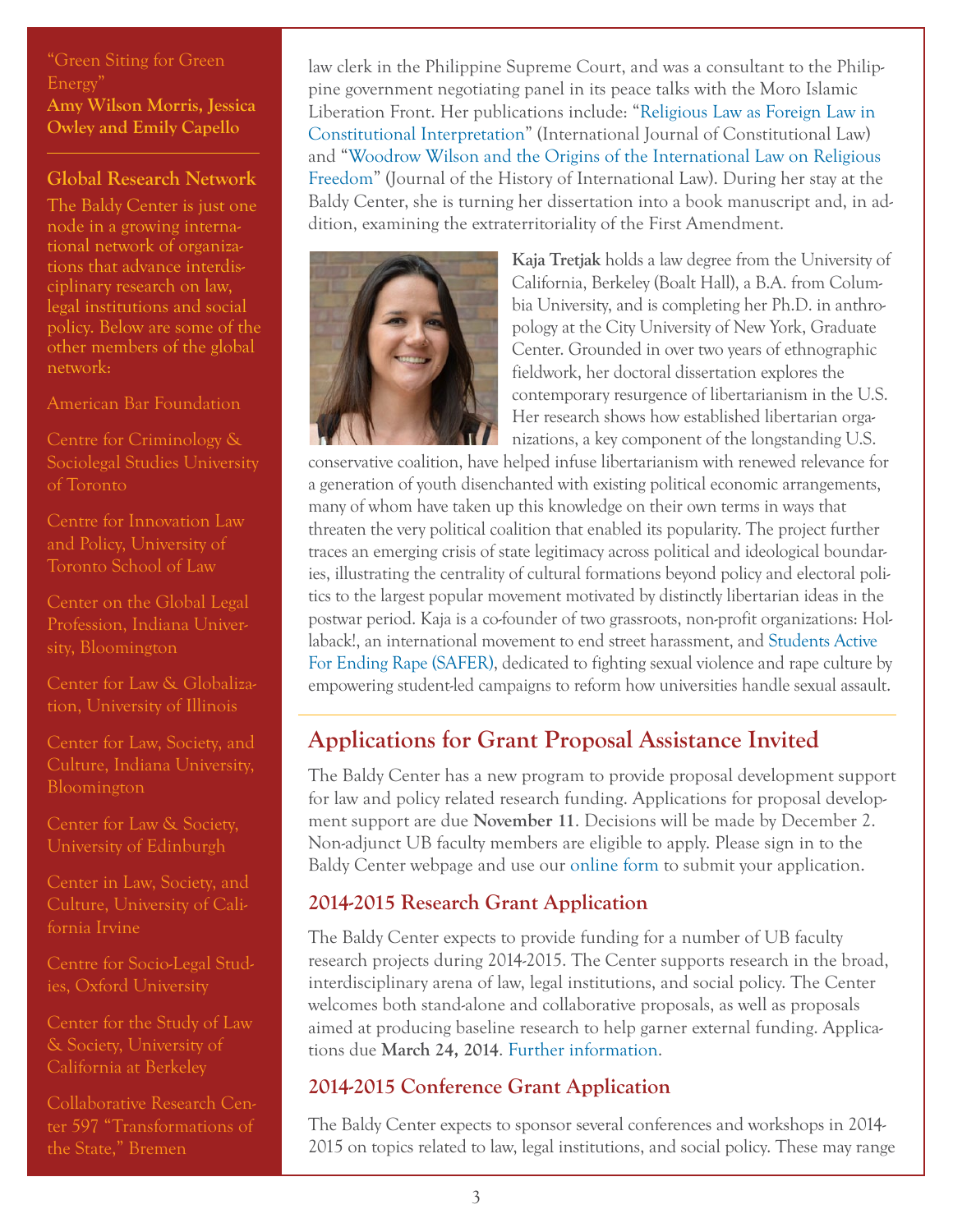"Green Siting for Green Energy"
**Amy Wilson Morris, Jessica Owley and Emily Capello**

---

**Global Research Network**

The Baldy Center is just one node in a growing international network of organizations that advance interdisciplinary research on law, legal institutions and social policy. Below are some of the other members of the global network:

American Bar Foundation

Centre for Criminology & Sociolegal Studies University of Toronto

Centre for Innovation Law and Policy, University of Toronto School of Law

Center on the Global Legal Profession, Indiana University, Bloomington

Center for Law & Globalization, University of Illinois

Center for Law, Society, and Culture, Indiana University, Bloomington

Center for Law & Society, University of Edinburgh

Center in Law, Society, and Culture, University of California Irvine

Centre for Socio-Legal Studies, Oxford University

Center for the Study of Law & Society, University of California at Berkeley

Collaborative Research Center 597 "Transformations of the State," Bremen

law clerk in the Philippine Supreme Court, and was a consultant to the Philippine government negotiating panel in its peace talks with the Moro Islamic Liberation Front. Her publications include: "Religious Law as Foreign Law in Constitutional Interpretation" (International Journal of Constitutional Law) and "Woodrow Wilson and the Origins of the International Law on Religious Freedom" (Journal of the History of International Law). During her stay at the Baldy Center, she is turning her dissertation into a book manuscript and, in addition, examining the extraterritoriality of the First Amendment.

**Kaja Tretjak** holds a law degree from the University of California, Berkeley (Boalt Hall), a B.A. from Columbia University, and is completing her Ph.D. in anthropology at the City University of New York, Graduate Center. Grounded in over two years of ethnographic fieldwork, her doctoral dissertation explores the contemporary resurgence of libertarianism in the U.S. Her research shows how established libertarian organizations, a key component of the longstanding U.S. conservative coalition, have helped infuse libertarianism with renewed relevance for a generation of youth disenchanted with existing political economic arrangements, many of whom have taken up this knowledge on their own terms in ways that threaten the very political coalition that enabled its popularity. The project further traces an emerging crisis of state legitimacy across political and ideological boundaries, illustrating the centrality of cultural formations beyond policy and electoral politics to the largest popular movement motivated by distinctly libertarian ideas in the postwar period. Kaja is a co-founder of two grassroots, non-profit organizations: Hollaback!, an international movement to end street harassment, and Students Active For Ending Rape (SAFER), dedicated to fighting sexual violence and rape culture by empowering student-led campaigns to reform how universities handle sexual assault.

## Applications for Grant Proposal Assistance Invited

The Baldy Center has a new program to provide proposal development support for law and policy related research funding. Applications for proposal development support are due **November 11**. Decisions will be made by December 2. Non-adjunct UB faculty members are eligible to apply. Please sign in to the Baldy Center webpage and use our online form to submit your application.

### 2014-2015 Research Grant Application

The Baldy Center expects to provide funding for a number of UB faculty research projects during 2014-2015. The Center supports research in the broad, interdisciplinary arena of law, legal institutions, and social policy. The Center welcomes both stand-alone and collaborative proposals, as well as proposals aimed at producing baseline research to help garner external funding. Applications due **March 24, 2014**. Further information.

### 2014-2015 Conference Grant Application

The Baldy Center expects to sponsor several conferences and workshops in 2014-2015 on topics related to law, legal institutions, and social policy. These may range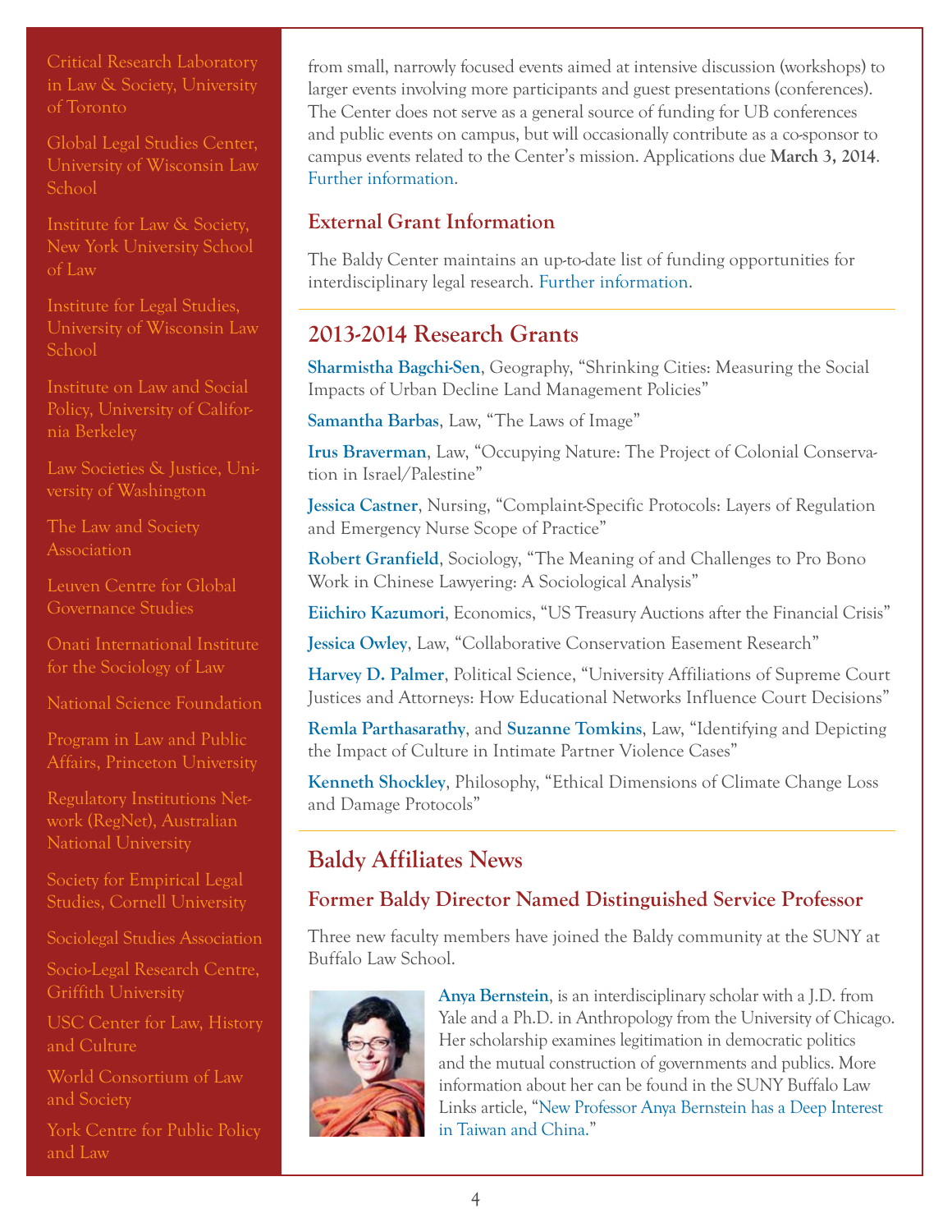Critical Research Laboratory in Law & Society, University of Toronto

Global Legal Studies Center, University of Wisconsin Law School

Institute for Law & Society, New York University School of Law

Institute for Legal Studies, University of Wisconsin Law School

Institute on Law and Social Policy, University of California Berkeley

Law Societies & Justice, University of Washington

The Law and Society Association

Leuven Centre for Global Governance Studies

Onati International Institute for the Sociology of Law

National Science Foundation

Program in Law and Public Affairs, Princeton University

Regulatory Institutions Network (RegNet), Australian National University

Society for Empirical Legal Studies, Cornell University

Sociolegal Studies Association

Socio-Legal Research Centre, Griffith University

USC Center for Law, History and Culture

World Consortium of Law and Society

York Centre for Public Policy and Law

from small, narrowly focused events aimed at intensive discussion (workshops) to larger events involving more participants and guest presentations (conferences). The Center does not serve as a general source of funding for UB conferences and public events on campus, but will occasionally contribute as a co-sponsor to campus events related to the Center's mission. Applications due **March 3, 2014**. Further information.

### External Grant Information

The Baldy Center maintains an up-to-date list of funding opportunities for interdisciplinary legal research. Further information.

## 2013-2014 Research Grants

**Sharmistha Bagchi-Sen**, Geography, "Shrinking Cities: Measuring the Social Impacts of Urban Decline Land Management Policies"

**Samantha Barbas**, Law, "The Laws of Image"

**Irus Braverman**, Law, "Occupying Nature: The Project of Colonial Conservation in Israel/Palestine"

**Jessica Castner**, Nursing, "Complaint-Specific Protocols: Layers of Regulation and Emergency Nurse Scope of Practice"

**Robert Granfield**, Sociology, "The Meaning of and Challenges to Pro Bono Work in Chinese Lawyering: A Sociological Analysis"

**Eiichiro Kazumori**, Economics, "US Treasury Auctions after the Financial Crisis"

**Jessica Owley**, Law, "Collaborative Conservation Easement Research"

**Harvey D. Palmer**, Political Science, "University Affiliations of Supreme Court Justices and Attorneys: How Educational Networks Influence Court Decisions"

**Remla Parthasarathy**, and **Suzanne Tomkins**, Law, "Identifying and Depicting the Impact of Culture in Intimate Partner Violence Cases"

**Kenneth Shockley**, Philosophy, "Ethical Dimensions of Climate Change Loss and Damage Protocols"

## Baldy Affiliates News

### Former Baldy Director Named Distinguished Service Professor

Three new faculty members have joined the Baldy community at the SUNY at Buffalo Law School.

**Anya Bernstein**, is an interdisciplinary scholar with a J.D. from Yale and a Ph.D. in Anthropology from the University of Chicago. Her scholarship examines legitimation in democratic politics and the mutual construction of governments and publics. More information about her can be found in the SUNY Buffalo Law Links article, "New Professor Anya Bernstein has a Deep Interest in Taiwan and China."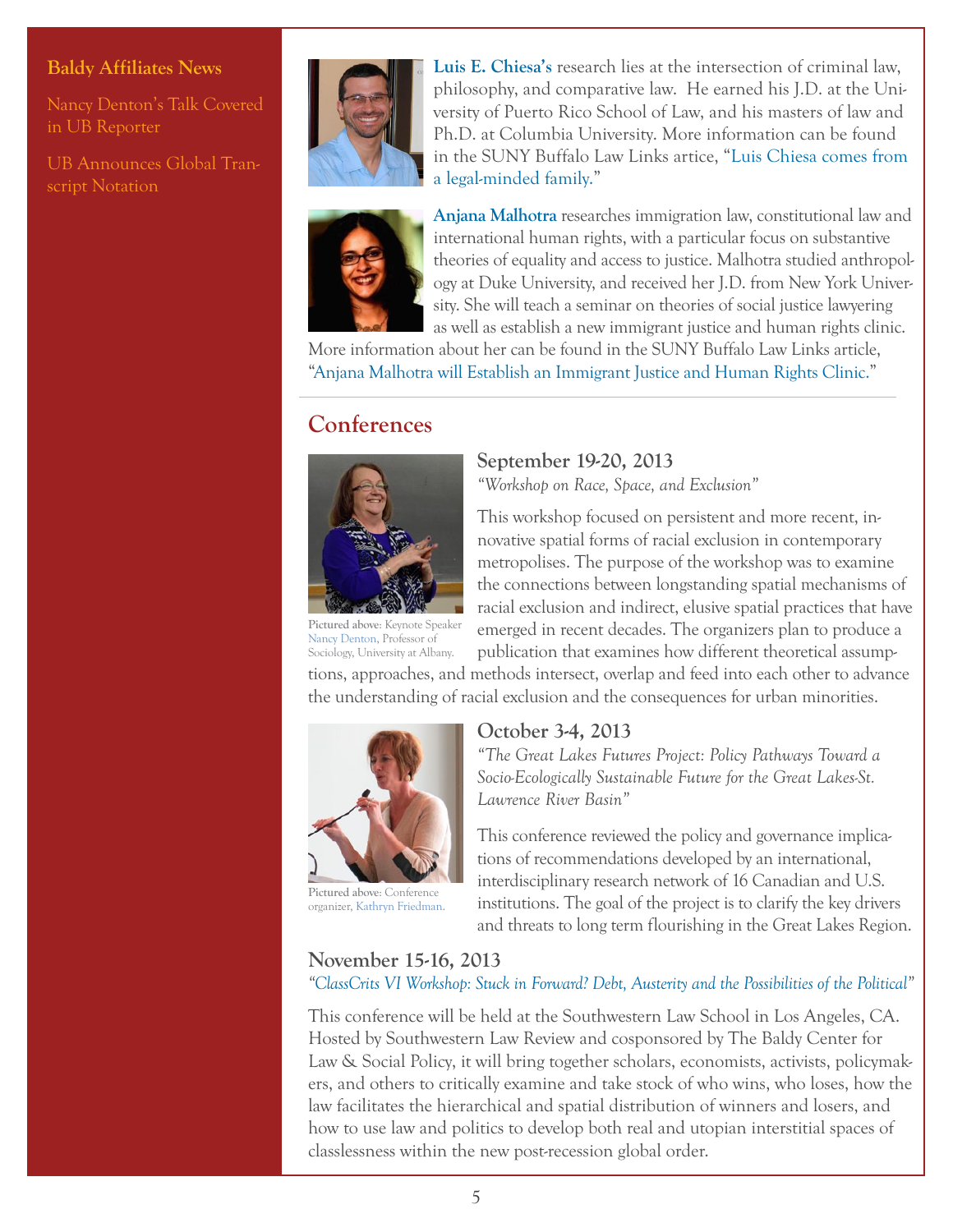**Baldy Affiliates News**

Nancy Denton's Talk Covered in UB Reporter

UB Announces Global Transcript Notation

**Luis E. Chiesa's** research lies at the intersection of criminal law, philosophy, and comparative law. He earned his J.D. at the University of Puerto Rico School of Law, and his masters of law and Ph.D. at Columbia University. More information can be found in the SUNY Buffalo Law Links artice, "Luis Chiesa comes from a legal-minded family."

**Anjana Malhotra** researches immigration law, constitutional law and international human rights, with a particular focus on substantive theories of equality and access to justice. Malhotra studied anthropology at Duke University, and received her J.D. from New York University. She will teach a seminar on theories of social justice lawyering as well as establish a new immigrant justice and human rights clinic. More information about her can be found in the SUNY Buffalo Law Links article, "Anjana Malhotra will Establish an Immigrant Justice and Human Rights Clinic."

## Conferences

### September 19-20, 2013

*"Workshop on Race, Space, and Exclusion"*

This workshop focused on persistent and more recent, innovative spatial forms of racial exclusion in contemporary metropolises. The purpose of the workshop was to examine the connections between longstanding spatial mechanisms of racial exclusion and indirect, elusive spatial practices that have emerged in recent decades. The organizers plan to produce a publication that examines how different theoretical assumptions, approaches, and methods intersect, overlap and feed into each other to advance the understanding of racial exclusion and the consequences for urban minorities.

**Pictured above:** Keynote Speaker Nancy Denton, Professor of Sociology, University at Albany.

### October 3-4, 2013

*"The Great Lakes Futures Project: Policy Pathways Toward a Socio-Ecologically Sustainable Future for the Great Lakes-St. Lawrence River Basin"*

This conference reviewed the policy and governance implications of recommendations developed by an international, interdisciplinary research network of 16 Canadian and U.S. institutions. The goal of the project is to clarify the key drivers and threats to long term flourishing in the Great Lakes Region.

**Pictured above:** Conference organizer, Kathryn Friedman.

### November 15-16, 2013

*"ClassCrits VI Workshop: Stuck in Forward? Debt, Austerity and the Possibilities of the Political"*

This conference will be held at the Southwestern Law School in Los Angeles, CA. Hosted by Southwestern Law Review and cosponsored by The Baldy Center for Law & Social Policy, it will bring together scholars, economists, activists, policymakers, and others to critically examine and take stock of who wins, who loses, how the law facilitates the hierarchical and spatial distribution of winners and losers, and how to use law and politics to develop both real and utopian interstitial spaces of classlessness within the new post-recession global order.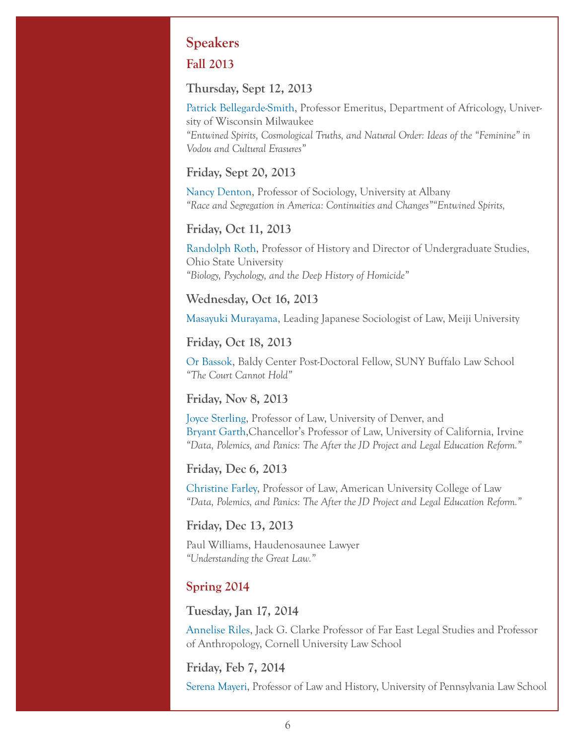## Speakers

### Fall 2013

#### Thursday, Sept 12, 2013

Patrick Bellegarde-Smith, Professor Emeritus, Department of Africology, University of Wisconsin Milwaukee
*"Entwined Spirits, Cosmological Truths, and Natural Order: Ideas of the "Feminine" in Vodou and Cultural Erasures"*

#### Friday, Sept 20, 2013

Nancy Denton, Professor of Sociology, University at Albany
*"Race and Segregation in America: Continuities and Changes""Entwined Spirits,*

#### Friday, Oct 11, 2013

Randolph Roth, Professor of History and Director of Undergraduate Studies, Ohio State University
*"Biology, Psychology, and the Deep History of Homicide"*

#### Wednesday, Oct 16, 2013

Masayuki Murayama, Leading Japanese Sociologist of Law, Meiji University

#### Friday, Oct 18, 2013

Or Bassok, Baldy Center Post-Doctoral Fellow, SUNY Buffalo Law School
*"The Court Cannot Hold"*

#### Friday, Nov 8, 2013

Joyce Sterling, Professor of Law, University of Denver, and
Bryant Garth,Chancellor's Professor of Law, University of California, Irvine
*"Data, Polemics, and Panics: The After the JD Project and Legal Education Reform."*

#### Friday, Dec 6, 2013

Christine Farley, Professor of Law, American University College of Law
*"Data, Polemics, and Panics: The After the JD Project and Legal Education Reform."*

#### Friday, Dec 13, 2013

Paul Williams, Haudenosaunee Lawyer
*"Understanding the Great Law."*

### Spring 2014

#### Tuesday, Jan 17, 2014

Annelise Riles, Jack G. Clarke Professor of Far East Legal Studies and Professor of Anthropology, Cornell University Law School

#### Friday, Feb 7, 2014

Serena Mayeri, Professor of Law and History, University of Pennsylvania Law School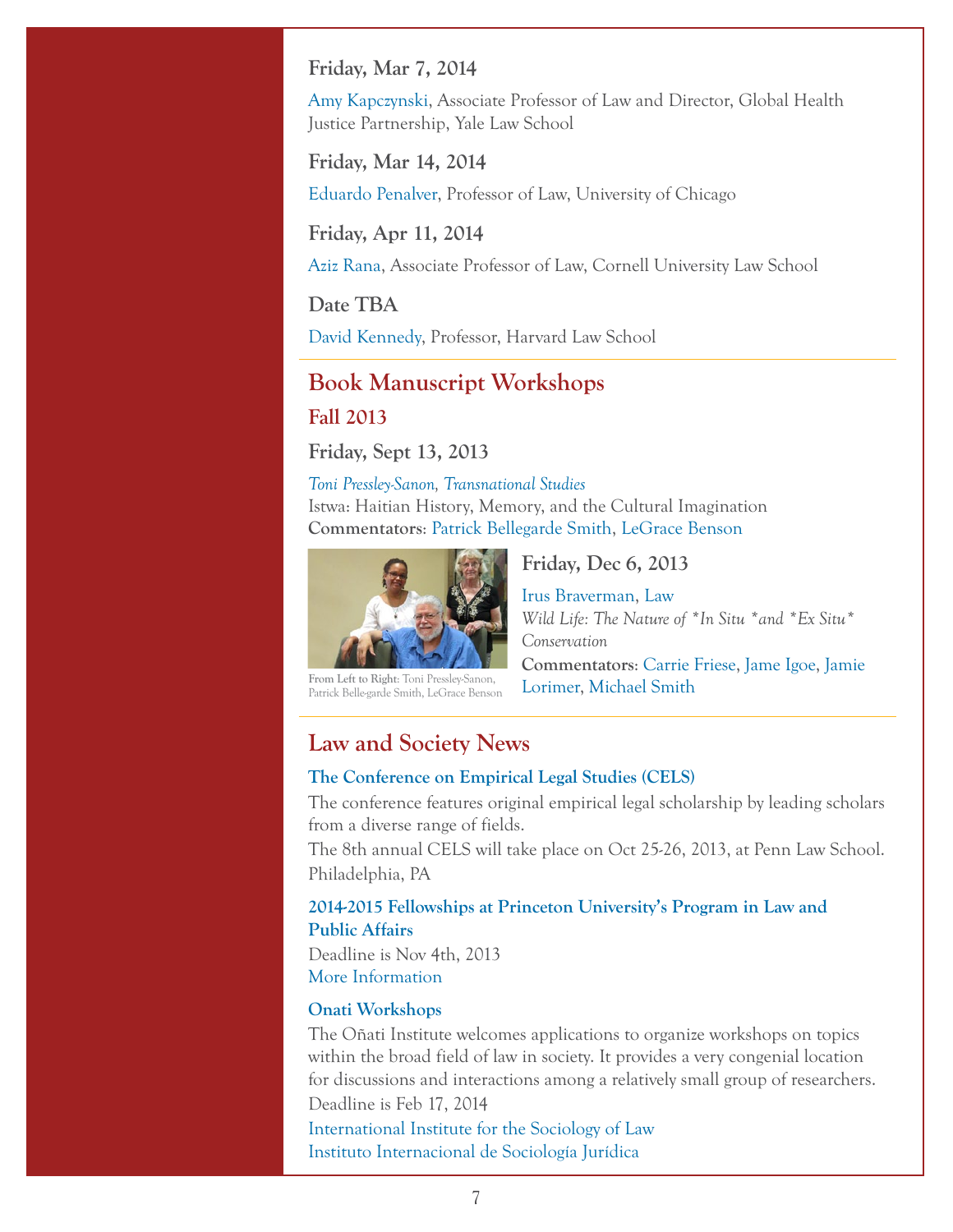**Friday, Mar 7, 2014**

Amy Kapczynski, Associate Professor of Law and Director, Global Health Justice Partnership, Yale Law School

**Friday, Mar 14, 2014**

Eduardo Penalver, Professor of Law, University of Chicago

**Friday, Apr 11, 2014**

Aziz Rana, Associate Professor of Law, Cornell University Law School

**Date TBA**

David Kennedy, Professor, Harvard Law School

## Book Manuscript Workshops

### Fall 2013

**Friday, Sept 13, 2013**

*Toni Pressley-Sanon, Transnational Studies*
Istwa: Haitian History, Memory, and the Cultural Imagination
**Commentators**: Patrick Bellegarde Smith, LeGrace Benson

**From Left to Right**: Toni Pressley-Sanon, Patrick Belle-garde Smith, LeGrace Benson

**Friday, Dec 6, 2013**

Irus Braverman, Law
*Wild Life: The Nature of *In Situ *and *Ex Situ* Conservation*
**Commentators**: Carrie Friese, Jame Igoe, Jamie Lorimer, Michael Smith

## Law and Society News

**The Conference on Empirical Legal Studies (CELS)**

The conference features original empirical legal scholarship by leading scholars from a diverse range of fields.

The 8th annual CELS will take place on Oct 25-26, 2013, at Penn Law School. Philadelphia, PA

**2014-2015 Fellowships at Princeton University's Program in Law and Public Affairs**

Deadline is Nov 4th, 2013
More Information

**Onati Workshops**

The Oñati Institute welcomes applications to organize workshops on topics within the broad field of law in society. It provides a very congenial location for discussions and interactions among a relatively small group of researchers.

Deadline is Feb 17, 2014

International Institute for the Sociology of Law
Instituto Internacional de Sociología Jurídica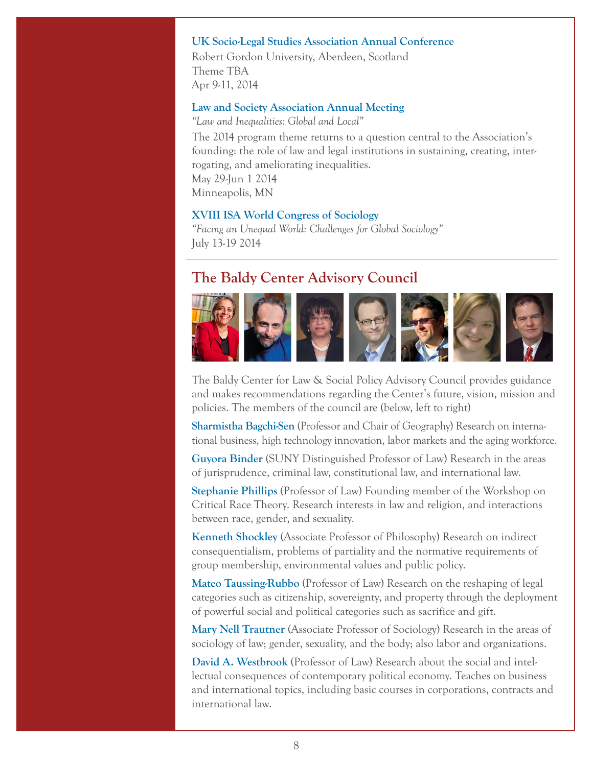**UK Socio-Legal Studies Association Annual Conference**
Robert Gordon University, Aberdeen, Scotland
Theme TBA
Apr 9-11, 2014

**Law and Society Association Annual Meeting**
*"Law and Inequalities: Global and Local"*
The 2014 program theme returns to a question central to the Association's founding: the role of law and legal institutions in sustaining, creating, interrogating, and ameliorating inequalities.
May 29-Jun 1 2014
Minneapolis, MN

**XVIII ISA World Congress of Sociology**
*"Facing an Unequal World: Challenges for Global Sociology"*
July 13-19 2014

## The Baldy Center Advisory Council

The Baldy Center for Law & Social Policy Advisory Council provides guidance and makes recommendations regarding the Center's future, vision, mission and policies. The members of the council are (below, left to right)

**Sharmistha Bagchi-Sen** (Professor and Chair of Geography) Research on international business, high technology innovation, labor markets and the aging workforce.

**Guyora Binder** (SUNY Distinguished Professor of Law) Research in the areas of jurisprudence, criminal law, constitutional law, and international law.

**Stephanie Phillips** (Professor of Law) Founding member of the Workshop on Critical Race Theory. Research interests in law and religion, and interactions between race, gender, and sexuality.

**Kenneth Shockley** (Associate Professor of Philosophy) Research on indirect consequentialism, problems of partiality and the normative requirements of group membership, environmental values and public policy.

**Mateo Taussing-Rubbo** (Professor of Law) Research on the reshaping of legal categories such as citizenship, sovereignty, and property through the deployment of powerful social and political categories such as sacrifice and gift.

**Mary Nell Trautner** (Associate Professor of Sociology) Research in the areas of sociology of law; gender, sexuality, and the body; also labor and organizations.

**David A. Westbrook** (Professor of Law) Research about the social and intellectual consequences of contemporary political economy. Teaches on business and international topics, including basic courses in corporations, contracts and international law.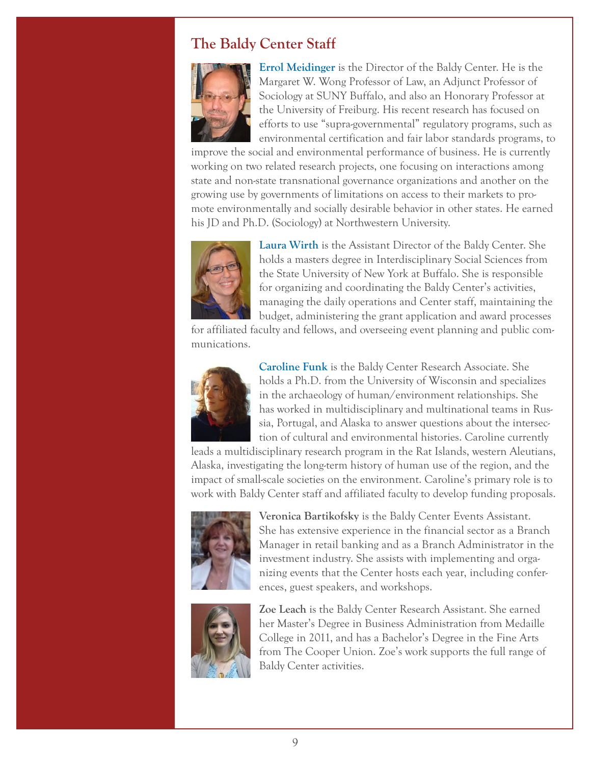## The Baldy Center Staff

**Errol Meidinger** is the Director of the Baldy Center. He is the Margaret W. Wong Professor of Law, an Adjunct Professor of Sociology at SUNY Buffalo, and also an Honorary Professor at the University of Freiburg. His recent research has focused on efforts to use "supra-governmental" regulatory programs, such as environmental certification and fair labor standards programs, to improve the social and environmental performance of business. He is currently working on two related research projects, one focusing on interactions among state and non-state transnational governance organizations and another on the growing use by governments of limitations on access to their markets to promote environmentally and socially desirable behavior in other states. He earned his JD and Ph.D. (Sociology) at Northwestern University.

**Laura Wirth** is the Assistant Director of the Baldy Center. She holds a masters degree in Interdisciplinary Social Sciences from the State University of New York at Buffalo. She is responsible for organizing and coordinating the Baldy Center's activities, managing the daily operations and Center staff, maintaining the budget, administering the grant application and award processes for affiliated faculty and fellows, and overseeing event planning and public communications.

**Caroline Funk** is the Baldy Center Research Associate. She holds a Ph.D. from the University of Wisconsin and specializes in the archaeology of human/environment relationships. She has worked in multidisciplinary and multinational teams in Russia, Portugal, and Alaska to answer questions about the intersection of cultural and environmental histories. Caroline currently leads a multidisciplinary research program in the Rat Islands, western Aleutians, Alaska, investigating the long-term history of human use of the region, and the impact of small-scale societies on the environment. Caroline's primary role is to work with Baldy Center staff and affiliated faculty to develop funding proposals.

**Veronica Bartikofsky** is the Baldy Center Events Assistant. She has extensive experience in the financial sector as a Branch Manager in retail banking and as a Branch Administrator in the investment industry. She assists with implementing and organizing events that the Center hosts each year, including conferences, guest speakers, and workshops.

**Zoe Leach** is the Baldy Center Research Assistant. She earned her Master's Degree in Business Administration from Medaille College in 2011, and has a Bachelor's Degree in the Fine Arts from The Cooper Union. Zoe's work supports the full range of Baldy Center activities.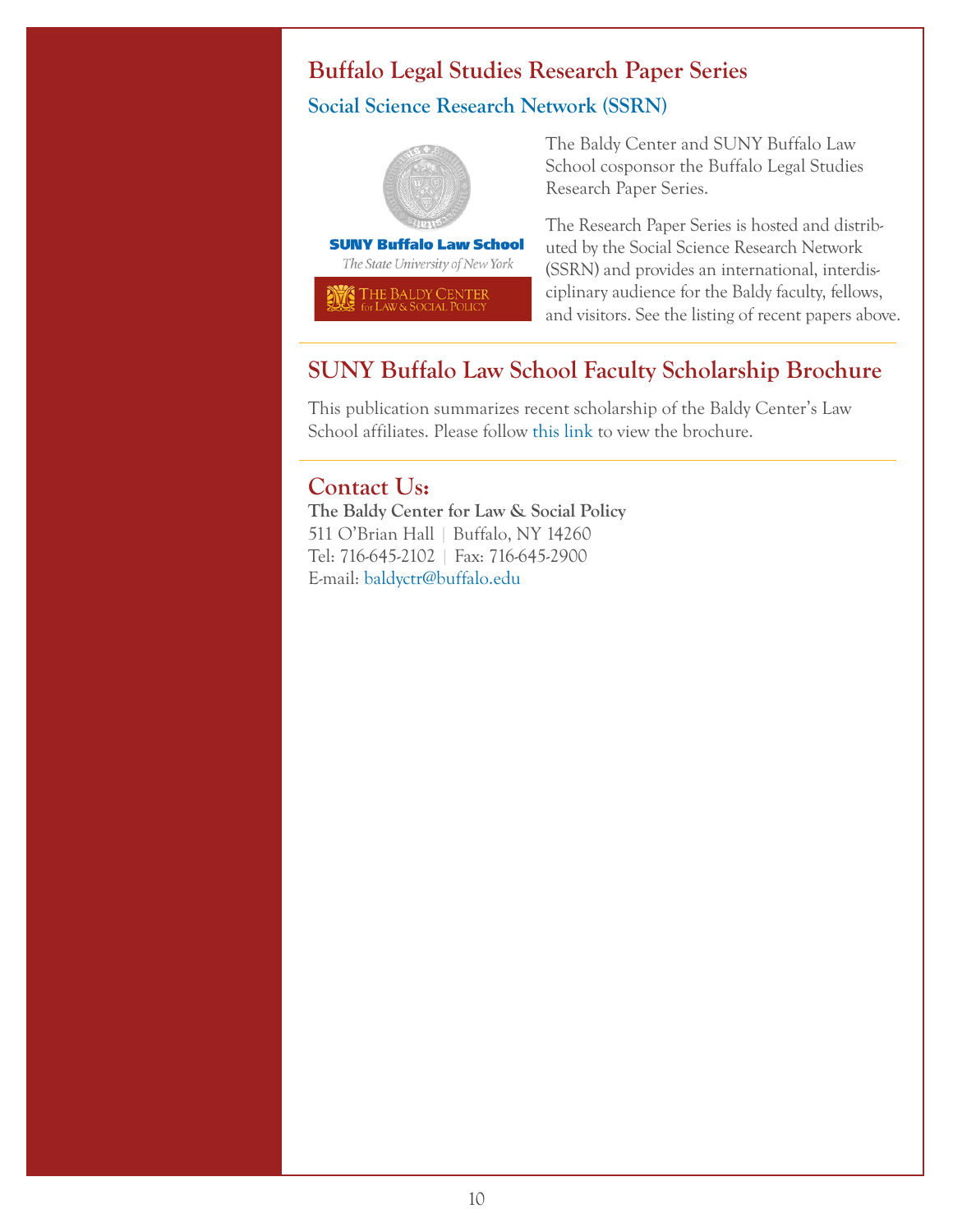# Buffalo Legal Studies Research Paper Series

## Social Science Research Network (SSRN)

The Baldy Center and SUNY Buffalo Law School cosponsor the Buffalo Legal Studies Research Paper Series.

The Research Paper Series is hosted and distributed by the Social Science Research Network (SSRN) and provides an international, interdisciplinary audience for the Baldy faculty, fellows, and visitors. See the listing of recent papers above.

# SUNY Buffalo Law School Faculty Scholarship Brochure

This publication summarizes recent scholarship of the Baldy Center's Law School affiliates. Please follow this link to view the brochure.

# Contact Us:

**The Baldy Center for Law & Social Policy**
511 O'Brian Hall | Buffalo, NY 14260
Tel: 716-645-2102 | Fax: 716-645-2900
E-mail: baldyctr@buffalo.edu